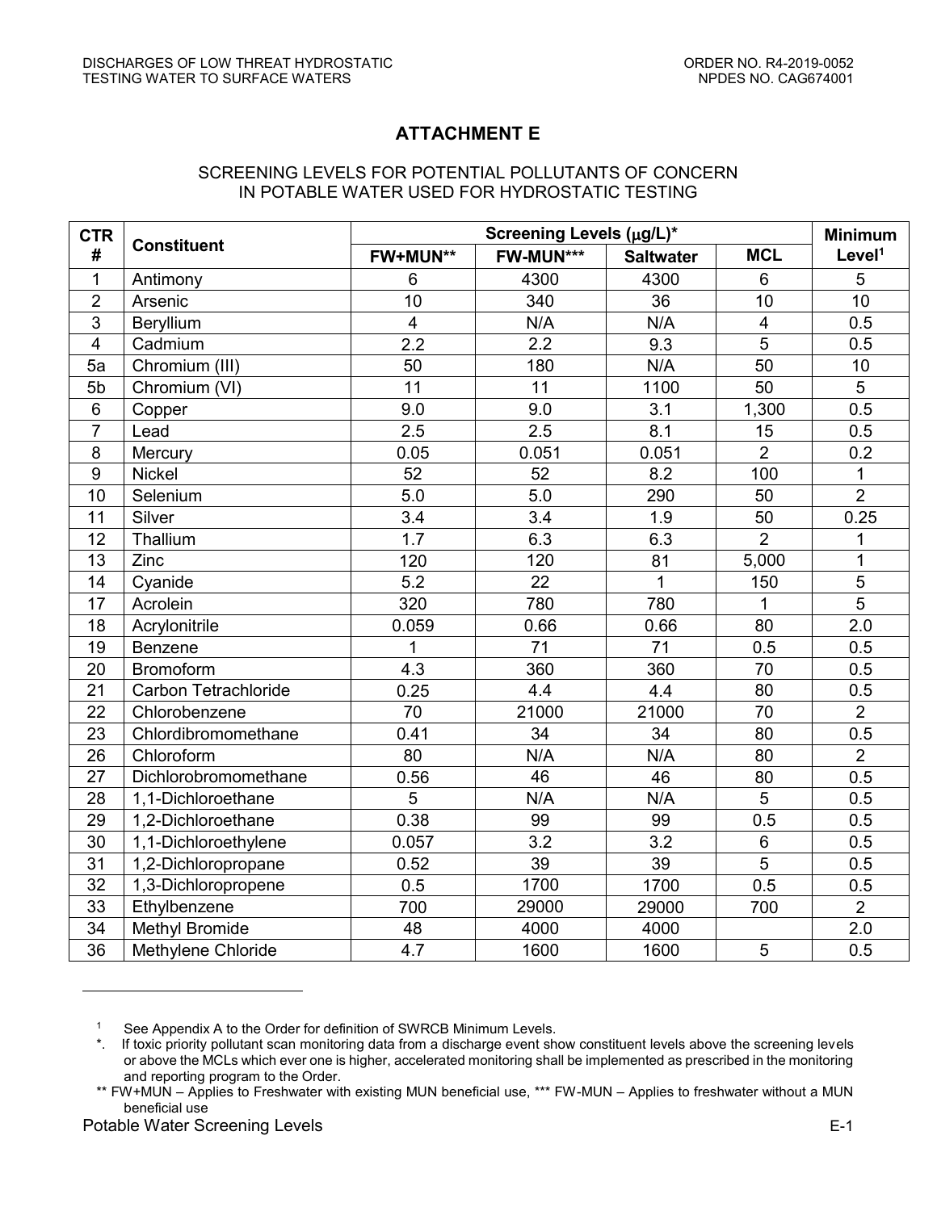# ATTACHMENT E

## SCREENING LEVELS FOR POTENTIAL POLLUTANTS OF CONCERN IN POTABLE WATER USED FOR HYDROSTATIC TESTING

| CTR # | Constituent | Screening Levels (μg/L)* | | | | Minimum Level[1] |
|---|---|---|---|---|---|---|
| | | FW+MUN** | FW-MUN*** | Saltwater | MCL | |
| 1 | Antimony | 6 | 4300 | 4300 | 6 | 5 |
| 2 | Arsenic | 10 | 340 | 36 | 10 | 10 |
| 3 | Beryllium | 4 | N/A | N/A | 4 | 0.5 |
| 4 | Cadmium | 2.2 | 2.2 | 9.3 | 5 | 0.5 |
| 5a | Chromium (III) | 50 | 180 | N/A | 50 | 10 |
| 5b | Chromium (VI) | 11 | 11 | 1100 | 50 | 5 |
| 6 | Copper | 9.0 | 9.0 | 3.1 | 1,300 | 0.5 |
| 7 | Lead | 2.5 | 2.5 | 8.1 | 15 | 0.5 |
| 8 | Mercury | 0.05 | 0.051 | 0.051 | 2 | 0.2 |
| 9 | Nickel | 52 | 52 | 8.2 | 100 | 1 |
| 10 | Selenium | 5.0 | 5.0 | 290 | 50 | 2 |
| 11 | Silver | 3.4 | 3.4 | 1.9 | 50 | 0.25 |
| 12 | Thallium | 1.7 | 6.3 | 6.3 | 2 | 1 |
| 13 | Zinc | 120 | 120 | 81 | 5,000 | 1 |
| 14 | Cyanide | 5.2 | 22 | 1 | 150 | 5 |
| 17 | Acrolein | 320 | 780 | 780 | 1 | 5 |
| 18 | Acrylonitrile | 0.059 | 0.66 | 0.66 | 80 | 2.0 |
| 19 | Benzene | 1 | 71 | 71 | 0.5 | 0.5 |
| 20 | Bromoform | 4.3 | 360 | 360 | 70 | 0.5 |
| 21 | Carbon Tetrachloride | 0.25 | 4.4 | 4.4 | 80 | 0.5 |
| 22 | Chlorobenzene | 70 | 21000 | 21000 | 70 | 2 |
| 23 | Chlordibromomethane | 0.41 | 34 | 34 | 80 | 0.5 |
| 26 | Chloroform | 80 | N/A | N/A | 80 | 2 |
| 27 | Dichlorobromomethane | 0.56 | 46 | 46 | 80 | 0.5 |
| 28 | 1,1-Dichloroethane | 5 | N/A | N/A | 5 | 0.5 |
| 29 | 1,2-Dichloroethane | 0.38 | 99 | 99 | 0.5 | 0.5 |
| 30 | 1,1-Dichloroethylene | 0.057 | 3.2 | 3.2 | 6 | 0.5 |
| 31 | 1,2-Dichloropropane | 0.52 | 39 | 39 | 5 | 0.5 |
| 32 | 1,3-Dichloropropene | 0.5 | 1700 | 1700 | 0.5 | 0.5 |
| 33 | Ethylbenzene | 700 | 29000 | 29000 | 700 | 2 |
| 34 | Methyl Bromide | 48 | 4000 | 4000 | | 2.0 |
| 36 | Methylene Chloride | 4.7 | 1600 | 1600 | 5 | 0.5 |

[1] See Appendix A to the Order for definition of SWRCB Minimum Levels.

\*. If toxic priority pollutant scan monitoring data from a discharge event show constituent levels above the screening levels or above the MCLs which ever one is higher, accelerated monitoring shall be implemented as prescribed in the monitoring and reporting program to the Order.

** FW+MUN – Applies to Freshwater with existing MUN beneficial use, *** FW-MUN – Applies to freshwater without a MUN beneficial use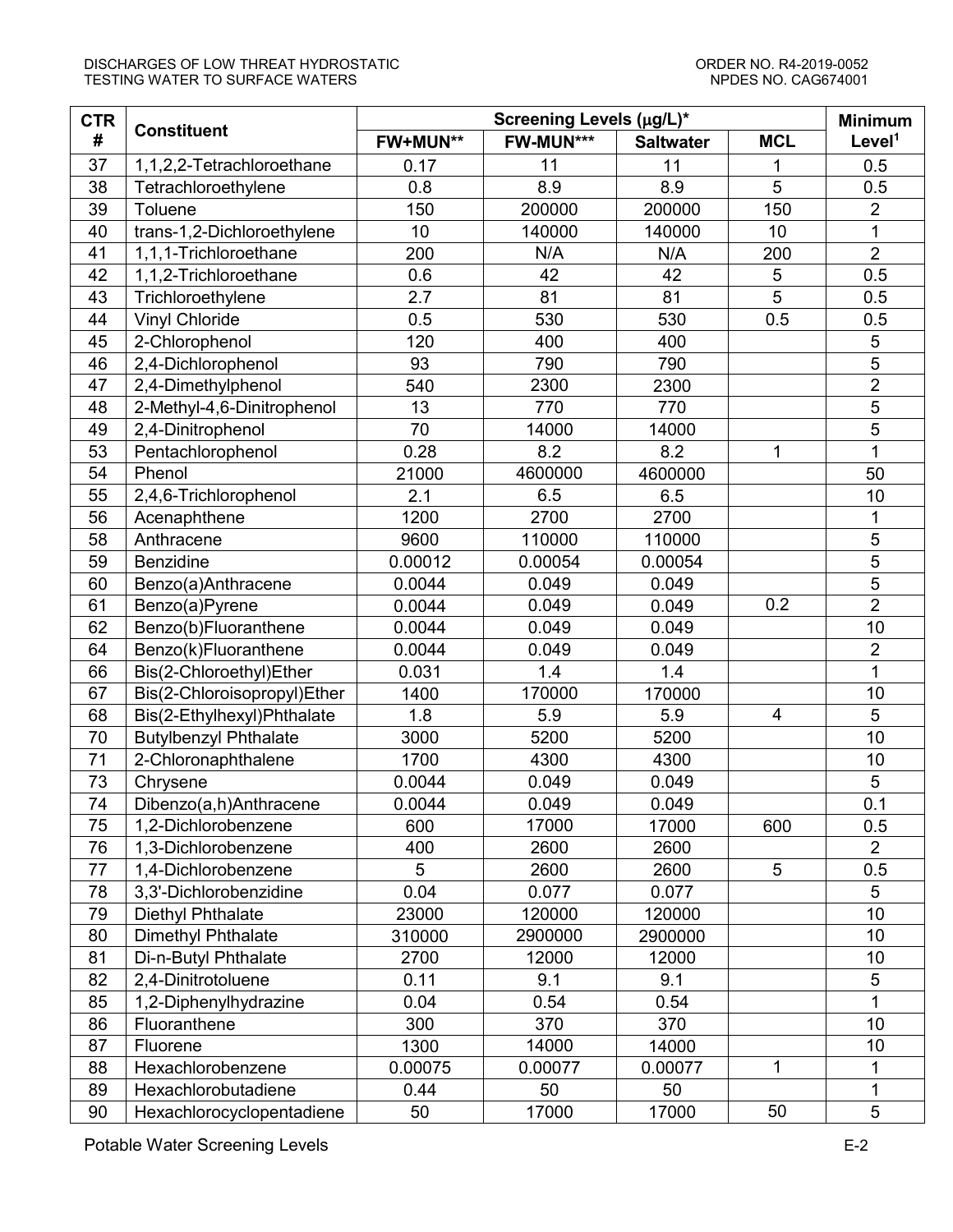| CTR # | Constituent | Screening Levels (μg/L)* | | | | Minimum Level[1] |
|---|---|---|---|---|---|---|
| | | FW+MUN** | FW-MUN*** | Saltwater | MCL | |
| 37 | 1,1,2,2-Tetrachloroethane | 0.17 | 11 | 11 | 1 | 0.5 |
| 38 | Tetrachloroethylene | 0.8 | 8.9 | 8.9 | 5 | 0.5 |
| 39 | Toluene | 150 | 200000 | 200000 | 150 | 2 |
| 40 | trans-1,2-Dichloroethylene | 10 | 140000 | 140000 | 10 | 1 |
| 41 | 1,1,1-Trichloroethane | 200 | N/A | N/A | 200 | 2 |
| 42 | 1,1,2-Trichloroethane | 0.6 | 42 | 42 | 5 | 0.5 |
| 43 | Trichloroethylene | 2.7 | 81 | 81 | 5 | 0.5 |
| 44 | Vinyl Chloride | 0.5 | 530 | 530 | 0.5 | 0.5 |
| 45 | 2-Chlorophenol | 120 | 400 | 400 | | 5 |
| 46 | 2,4-Dichlorophenol | 93 | 790 | 790 | | 5 |
| 47 | 2,4-Dimethylphenol | 540 | 2300 | 2300 | | 2 |
| 48 | 2-Methyl-4,6-Dinitrophenol | 13 | 770 | 770 | | 5 |
| 49 | 2,4-Dinitrophenol | 70 | 14000 | 14000 | | 5 |
| 53 | Pentachlorophenol | 0.28 | 8.2 | 8.2 | 1 | 1 |
| 54 | Phenol | 21000 | 4600000 | 4600000 | | 50 |
| 55 | 2,4,6-Trichlorophenol | 2.1 | 6.5 | 6.5 | | 10 |
| 56 | Acenaphthene | 1200 | 2700 | 2700 | | 1 |
| 58 | Anthracene | 9600 | 110000 | 110000 | | 5 |
| 59 | Benzidine | 0.00012 | 0.00054 | 0.00054 | | 5 |
| 60 | Benzo(a)Anthracene | 0.0044 | 0.049 | 0.049 | | 5 |
| 61 | Benzo(a)Pyrene | 0.0044 | 0.049 | 0.049 | 0.2 | 2 |
| 62 | Benzo(b)Fluoranthene | 0.0044 | 0.049 | 0.049 | | 10 |
| 64 | Benzo(k)Fluoranthene | 0.0044 | 0.049 | 0.049 | | 2 |
| 66 | Bis(2-Chloroethyl)Ether | 0.031 | 1.4 | 1.4 | | 1 |
| 67 | Bis(2-Chloroisopropyl)Ether | 1400 | 170000 | 170000 | | 10 |
| 68 | Bis(2-Ethylhexyl)Phthalate | 1.8 | 5.9 | 5.9 | 4 | 5 |
| 70 | Butylbenzyl Phthalate | 3000 | 5200 | 5200 | | 10 |
| 71 | 2-Chloronaphthalene | 1700 | 4300 | 4300 | | 10 |
| 73 | Chrysene | 0.0044 | 0.049 | 0.049 | | 5 |
| 74 | Dibenzo(a,h)Anthracene | 0.0044 | 0.049 | 0.049 | | 0.1 |
| 75 | 1,2-Dichlorobenzene | 600 | 17000 | 17000 | 600 | 0.5 |
| 76 | 1,3-Dichlorobenzene | 400 | 2600 | 2600 | | 2 |
| 77 | 1,4-Dichlorobenzene | 5 | 2600 | 2600 | 5 | 0.5 |
| 78 | 3,3'-Dichlorobenzidine | 0.04 | 0.077 | 0.077 | | 5 |
| 79 | Diethyl Phthalate | 23000 | 120000 | 120000 | | 10 |
| 80 | Dimethyl Phthalate | 310000 | 2900000 | 2900000 | | 10 |
| 81 | Di-n-Butyl Phthalate | 2700 | 12000 | 12000 | | 10 |
| 82 | 2,4-Dinitrotoluene | 0.11 | 9.1 | 9.1 | | 5 |
| 85 | 1,2-Diphenylhydrazine | 0.04 | 0.54 | 0.54 | | 1 |
| 86 | Fluoranthene | 300 | 370 | 370 | | 10 |
| 87 | Fluorene | 1300 | 14000 | 14000 | | 10 |
| 88 | Hexachlorobenzene | 0.00075 | 0.00077 | 0.00077 | 1 | 1 |
| 89 | Hexachlorobutadiene | 0.44 | 50 | 50 | | 1 |
| 90 | Hexachlorocyclopentadiene | 50 | 17000 | 17000 | 50 | 5 |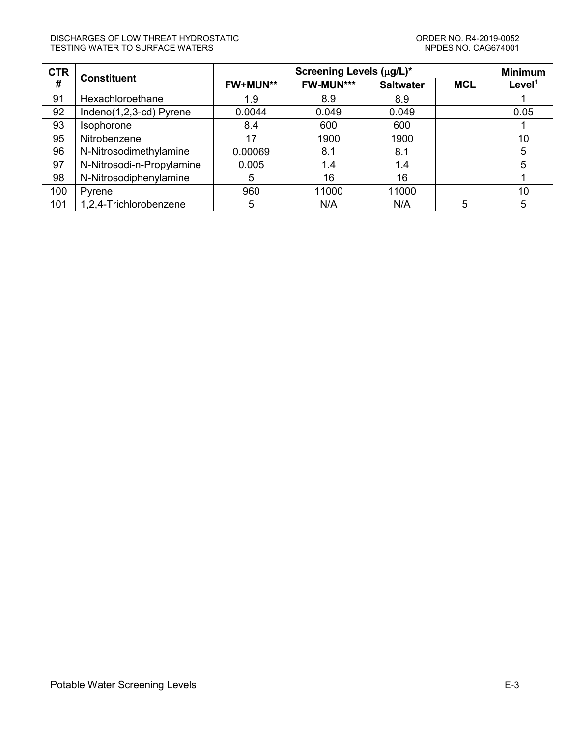| CTR # | Constituent | Screening Levels (μg/L)* | | | | Minimum Level[1] |
|---|---|---|---|---|---|---|
| | | FW+MUN** | FW-MUN*** | Saltwater | MCL | |
| 91 | Hexachloroethane | 1.9 | 8.9 | 8.9 | | 1 |
| 92 | Indeno(1,2,3-cd) Pyrene | 0.0044 | 0.049 | 0.049 | | 0.05 |
| 93 | Isophorone | 8.4 | 600 | 600 | | 1 |
| 95 | Nitrobenzene | 17 | 1900 | 1900 | | 10 |
| 96 | N-Nitrosodimethylamine | 0.00069 | 8.1 | 8.1 | | 5 |
| 97 | N-Nitrosodi-n-Propylamine | 0.005 | 1.4 | 1.4 | | 5 |
| 98 | N-Nitrosodiphenylamine | 5 | 16 | 16 | | 1 |
| 100 | Pyrene | 960 | 11000 | 11000 | | 10 |
| 101 | 1,2,4-Trichlorobenzene | 5 | N/A | N/A | 5 | 5 |